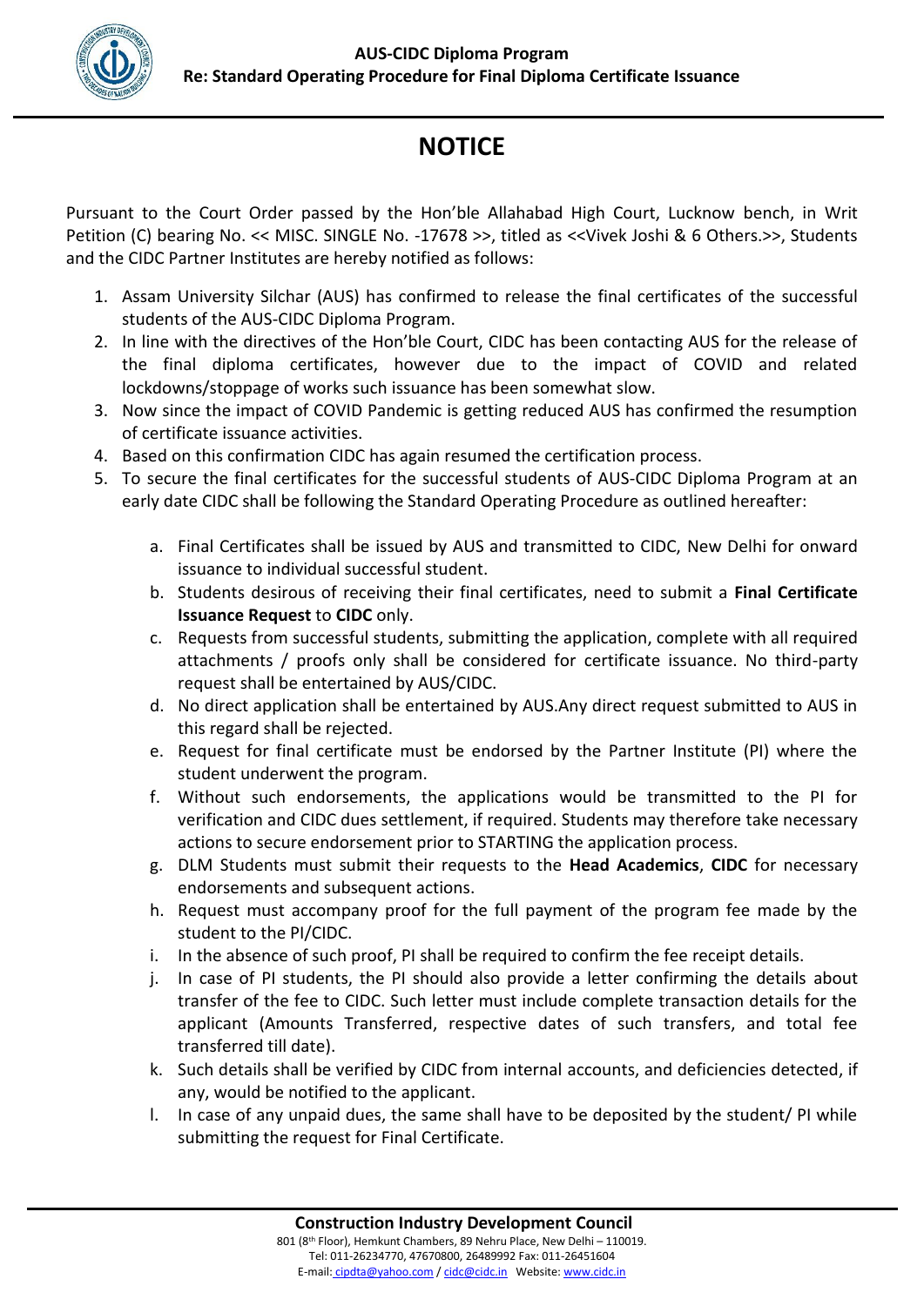**AUS-CIDC Diploma Program**

**Re: Standard Operating Procedure for Final Diploma Certificate Issuance**

# NOTICE

Pursuant to the Court Order passed by the Hon'ble Allahabad High Court, Lucknow bench, in Writ Petition (C) bearing No. << MISC. SINGLE No. -17678 >>, titled as <<Vivek Joshi & 6 Others.>>, Students and the CIDC Partner Institutes are hereby notified as follows:

1. Assam University Silchar (AUS) has confirmed to release the final certificates of the successful students of the AUS-CIDC Diploma Program.
2. In line with the directives of the Hon'ble Court, CIDC has been contacting AUS for the release of the final diploma certificates, however due to the impact of COVID and related lockdowns/stoppage of works such issuance has been somewhat slow.
3. Now since the impact of COVID Pandemic is getting reduced AUS has confirmed the resumption of certificate issuance activities.
4. Based on this confirmation CIDC has again resumed the certification process.
5. To secure the final certificates for the successful students of AUS-CIDC Diploma Program at an early date CIDC shall be following the Standard Operating Procedure as outlined hereafter:

    a. Final Certificates shall be issued by AUS and transmitted to CIDC, New Delhi for onward issuance to individual successful student.

    b. Students desirous of receiving their final certificates, need to submit a **Final Certificate Issuance Request** to **CIDC** only.

    c. Requests from successful students, submitting the application, complete with all required attachments / proofs only shall be considered for certificate issuance. No third-party request shall be entertained by AUS/CIDC.

    d. No direct application shall be entertained by AUS.Any direct request submitted to AUS in this regard shall be rejected.

    e. Request for final certificate must be endorsed by the Partner Institute (PI) where the student underwent the program.

    f. Without such endorsements, the applications would be transmitted to the PI for verification and CIDC dues settlement, if required. Students may therefore take necessary actions to secure endorsement prior to STARTING the application process.

    g. DLM Students must submit their requests to the **Head Academics**, **CIDC** for necessary endorsements and subsequent actions.

    h. Request must accompany proof for the full payment of the program fee made by the student to the PI/CIDC.

    i. In the absence of such proof, PI shall be required to confirm the fee receipt details.

    j. In case of PI students, the PI should also provide a letter confirming the details about transfer of the fee to CIDC. Such letter must include complete transaction details for the applicant (Amounts Transferred, respective dates of such transfers, and total fee transferred till date).

    k. Such details shall be verified by CIDC from internal accounts, and deficiencies detected, if any, would be notified to the applicant.

    l. In case of any unpaid dues, the same shall have to be deposited by the student/ PI while submitting the request for Final Certificate.

**Construction Industry Development Council**

801 (8th Floor), Hemkunt Chambers, 89 Nehru Place, New Delhi – 110019.
Tel: 011-26234770, 47670800, 26489992 Fax: 011-26451604
E-mail: cipdta@yahoo.com / cidc@cidc.in Website: www.cidc.in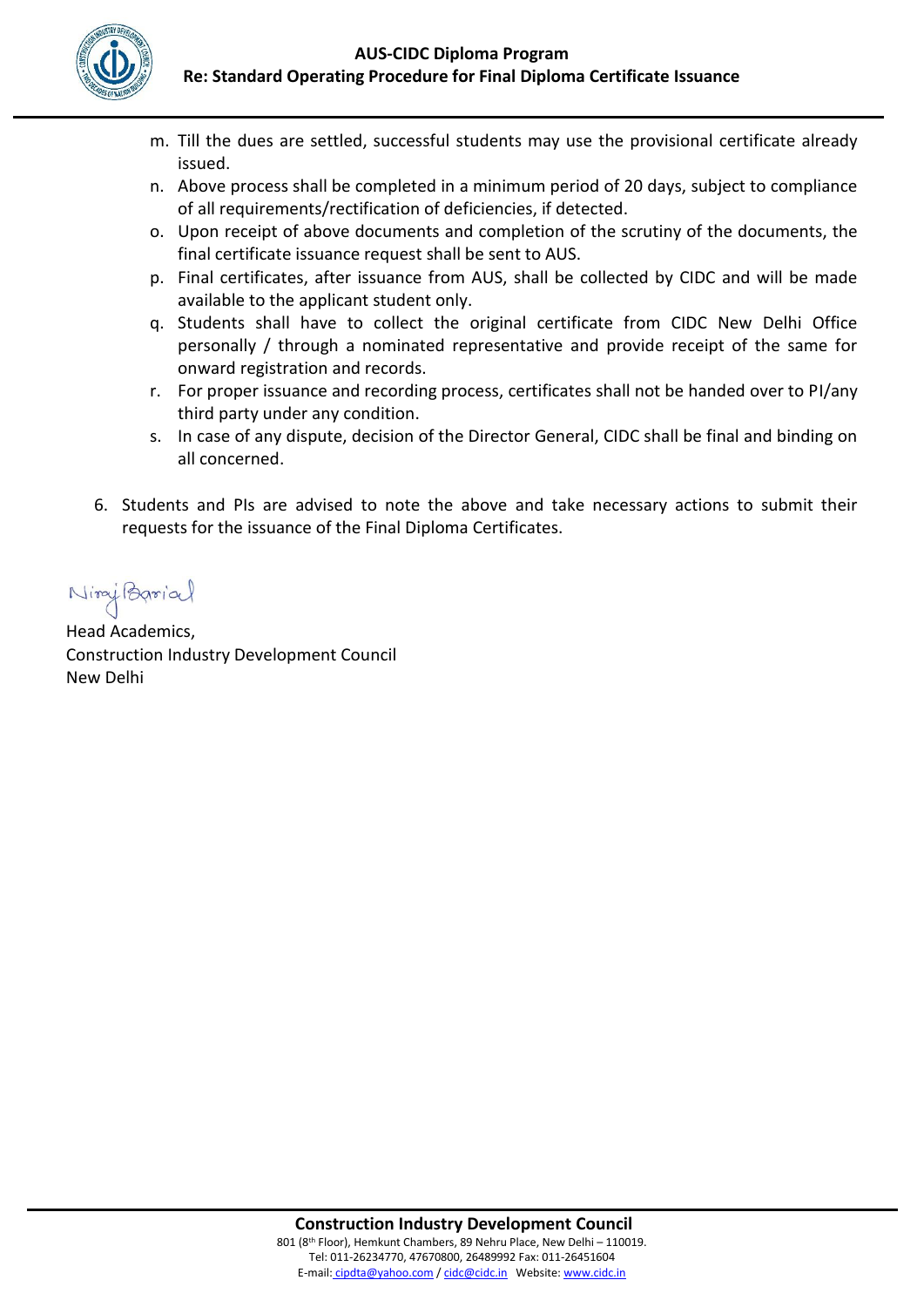m. Till the dues are settled, successful students may use the provisional certificate already issued.
n. Above process shall be completed in a minimum period of 20 days, subject to compliance of all requirements/rectification of deficiencies, if detected.
o. Upon receipt of above documents and completion of the scrutiny of the documents, the final certificate issuance request shall be sent to AUS.
p. Final certificates, after issuance from AUS, shall be collected by CIDC and will be made available to the applicant student only.
q. Students shall have to collect the original certificate from CIDC New Delhi Office personally / through a nominated representative and provide receipt of the same for onward registration and records.
r. For proper issuance and recording process, certificates shall not be handed over to PI/any third party under any condition.
s. In case of any dispute, decision of the Director General, CIDC shall be final and binding on all concerned.

6. Students and PIs are advised to note the above and take necessary actions to submit their requests for the issuance of the Final Diploma Certificates.

Niraj Barial

Head Academics,
Construction Industry Development Council
New Delhi

**Construction Industry Development Council**
801 (8th Floor), Hemkunt Chambers, 89 Nehru Place, New Delhi – 110019.
Tel: 011-26234770, 47670800, 26489992 Fax: 011-26451604
E-mail: cipdta@yahoo.com / cidc@cidc.in Website: www.cidc.in